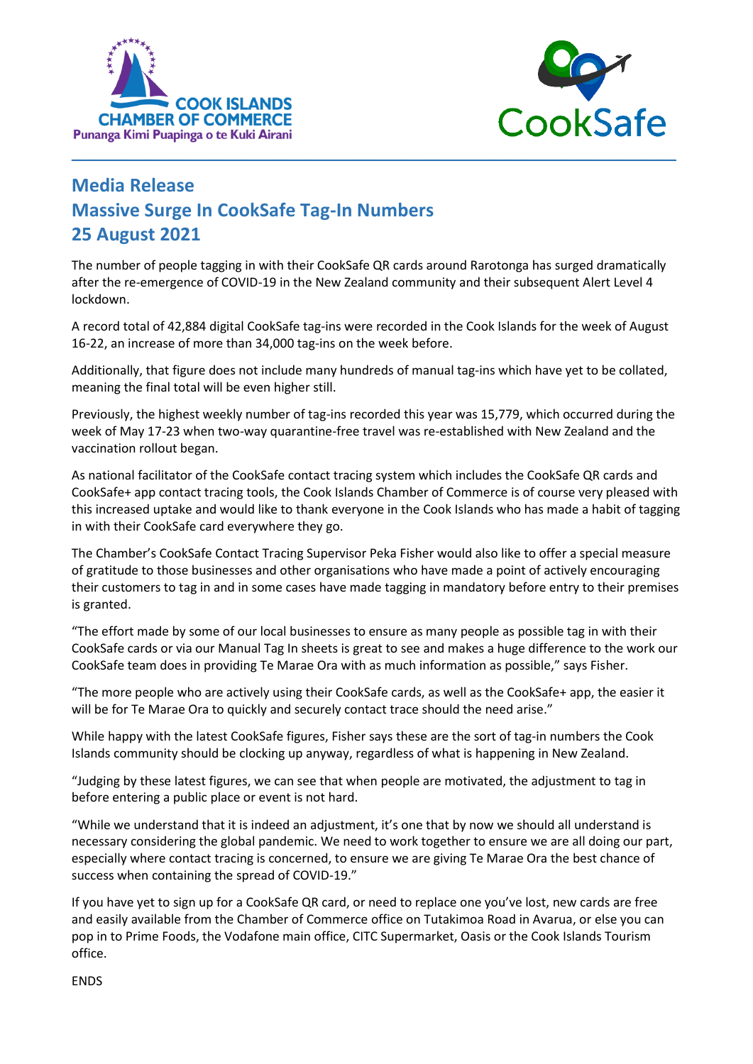COOK ISLANDS CHAMBER OF COMMERCE
Punanga Kimi Puapinga o te Kuki Airani

CookSafe

# Media Release
# Massive Surge In CookSafe Tag-In Numbers
# 25 August 2021

The number of people tagging in with their CookSafe QR cards around Rarotonga has surged dramatically after the re-emergence of COVID-19 in the New Zealand community and their subsequent Alert Level 4 lockdown.

A record total of 42,884 digital CookSafe tag-ins were recorded in the Cook Islands for the week of August 16-22, an increase of more than 34,000 tag-ins on the week before.

Additionally, that figure does not include many hundreds of manual tag-ins which have yet to be collated, meaning the final total will be even higher still.

Previously, the highest weekly number of tag-ins recorded this year was 15,779, which occurred during the week of May 17-23 when two-way quarantine-free travel was re-established with New Zealand and the vaccination rollout began.

As national facilitator of the CookSafe contact tracing system which includes the CookSafe QR cards and CookSafe+ app contact tracing tools, the Cook Islands Chamber of Commerce is of course very pleased with this increased uptake and would like to thank everyone in the Cook Islands who has made a habit of tagging in with their CookSafe card everywhere they go.

The Chamber's CookSafe Contact Tracing Supervisor Peka Fisher would also like to offer a special measure of gratitude to those businesses and other organisations who have made a point of actively encouraging their customers to tag in and in some cases have made tagging in mandatory before entry to their premises is granted.

"The effort made by some of our local businesses to ensure as many people as possible tag in with their CookSafe cards or via our Manual Tag In sheets is great to see and makes a huge difference to the work our CookSafe team does in providing Te Marae Ora with as much information as possible," says Fisher.

"The more people who are actively using their CookSafe cards, as well as the CookSafe+ app, the easier it will be for Te Marae Ora to quickly and securely contact trace should the need arise."

While happy with the latest CookSafe figures, Fisher says these are the sort of tag-in numbers the Cook Islands community should be clocking up anyway, regardless of what is happening in New Zealand.

"Judging by these latest figures, we can see that when people are motivated, the adjustment to tag in before entering a public place or event is not hard.

"While we understand that it is indeed an adjustment, it's one that by now we should all understand is necessary considering the global pandemic. We need to work together to ensure we are all doing our part, especially where contact tracing is concerned, to ensure we are giving Te Marae Ora the best chance of success when containing the spread of COVID-19."

If you have yet to sign up for a CookSafe QR card, or need to replace one you've lost, new cards are free and easily available from the Chamber of Commerce office on Tutakimoa Road in Avarua, or else you can pop in to Prime Foods, the Vodafone main office, CITC Supermarket, Oasis or the Cook Islands Tourism office.

ENDS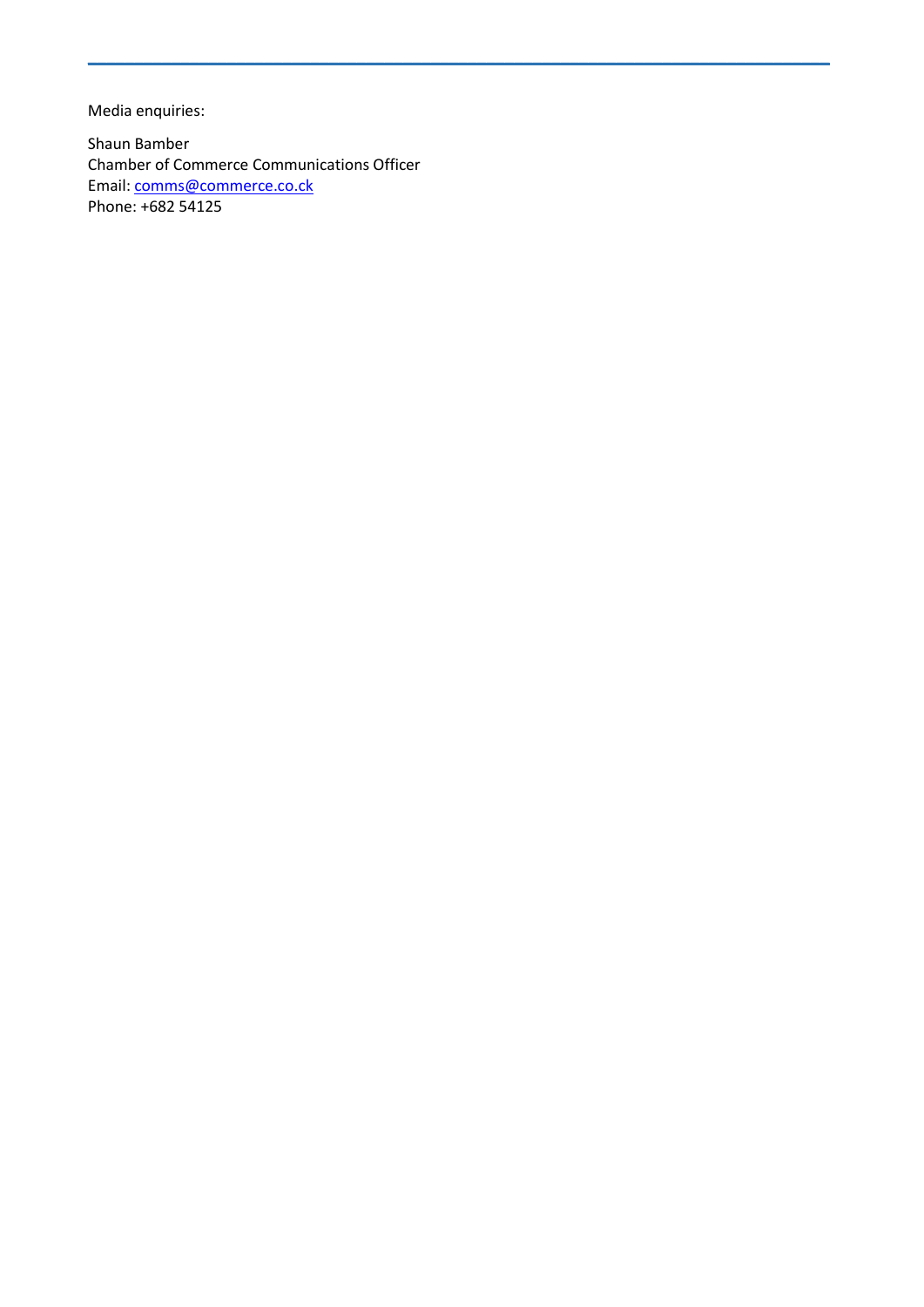Media enquiries:

Shaun Bamber  
Chamber of Commerce Communications Officer  
Email: comms@commerce.co.ck  
Phone: +682 54125